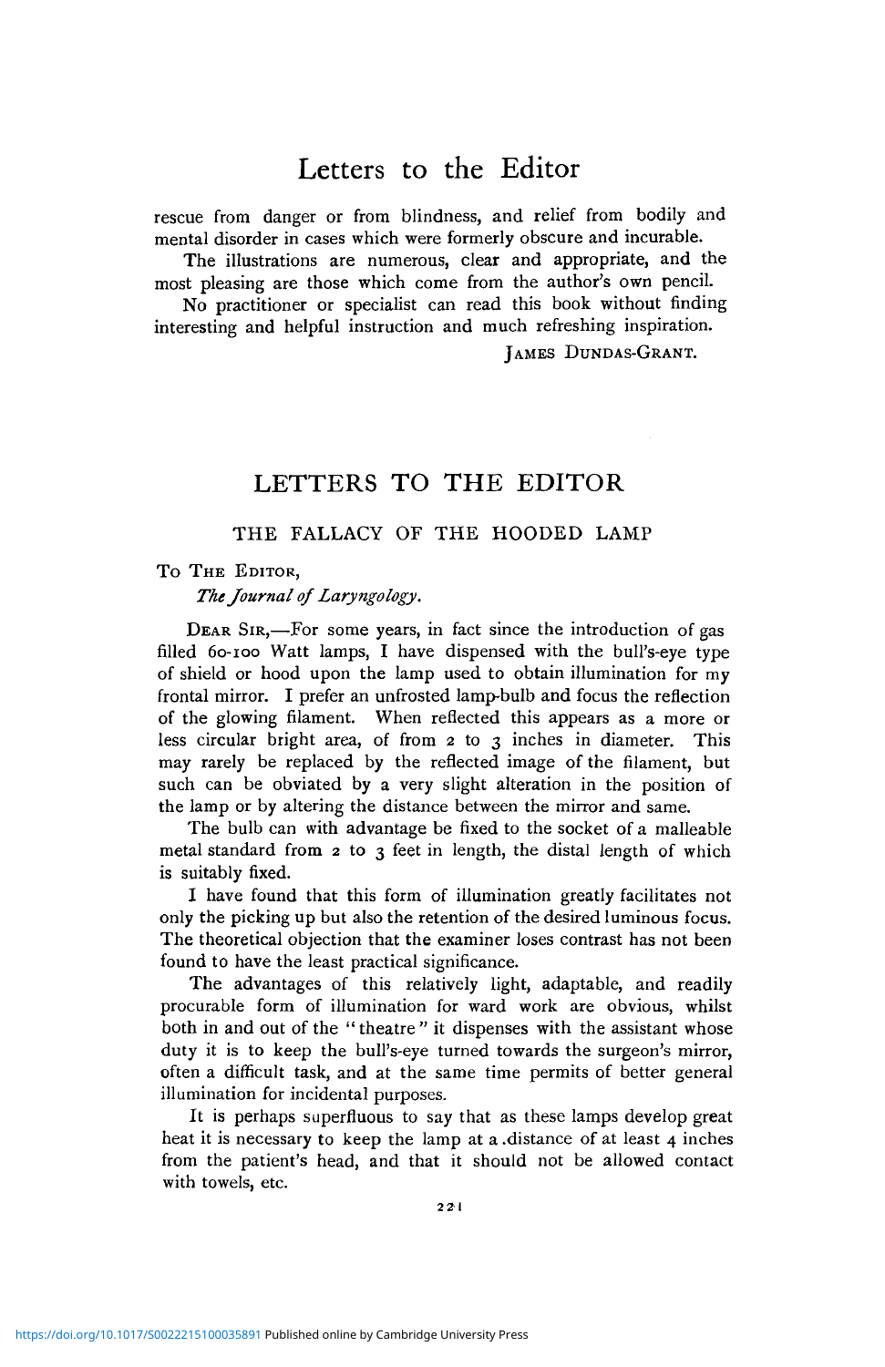rescue from danger or from blindness, and relief from bodily and mental disorder in cases which were formerly obscure and incurable.

The illustrations are numerous, clear and appropriate, and the most pleasing are those which come from the author's own pencil.

No practitioner or specialist can read this book without finding interesting and helpful instruction and much refreshing inspiration.

JAMES DUNDAS-GRANT.

# LETTERS TO THE EDITOR

## THE FALLACY OF THE HOODED LAMP

TO THE EDITOR,

*The Journal of Laryngology.*

DEAR SIR,—For some years, in fact since the introduction of gas filled 60-100 Watt lamps, I have dispensed with the bull's-eye type of shield or hood upon the lamp used to obtain illumination for my frontal mirror. I prefer an unfrosted lamp-bulb and focus the reflection of the glowing filament. When reflected this appears as a more or less circular bright area, of from 2 to 3 inches in diameter. This may rarely be replaced by the reflected image of the filament, but such can be obviated by a very slight alteration in the position of the lamp or by altering the distance between the mirror and same.

The bulb can with advantage be fixed to the socket of a malleable metal standard from 2 to 3 feet in length, the distal length of which is suitably fixed.

I have found that this form of illumination greatly facilitates not only the picking up but also the retention of the desired luminous focus. The theoretical objection that the examiner loses contrast has not been found to have the least practical significance.

The advantages of this relatively light, adaptable, and readily procurable form of illumination for ward work are obvious, whilst both in and out of the "theatre" it dispenses with the assistant whose duty it is to keep the bull's-eye turned towards the surgeon's mirror, often a difficult task, and at the same time permits of better general illumination for incidental purposes.

It is perhaps superfluous to say that as these lamps develop great heat it is necessary to keep the lamp at a distance of at least 4 inches from the patient's head, and that it should not be allowed contact with towels, etc.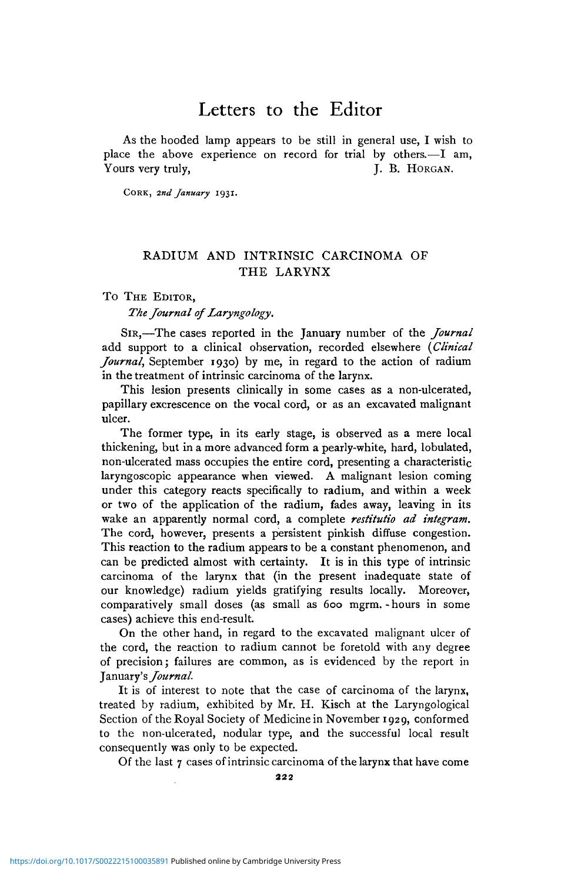# Letters to the Editor

As the hooded lamp appears to be still in general use, I wish to place the above experience on record for trial by others.—I am, Yours very truly, J. B. HORGAN.

CORK, *2nd January* 1931.

## RADIUM AND INTRINSIC CARCINOMA OF THE LARYNX

TO THE EDITOR,

*The Journal of Laryngology.*

SIR,—The cases reported in the January number of the *Journal* add support to a clinical observation, recorded elsewhere (*Clinical Journal*, September 1930) by me, in regard to the action of radium in the treatment of intrinsic carcinoma of the larynx.

This lesion presents clinically in some cases as a non-ulcerated, papillary excrescence on the vocal cord, or as an excavated malignant ulcer.

The former type, in its early stage, is observed as a mere local thickening, but in a more advanced form a pearly-white, hard, lobulated, non-ulcerated mass occupies the entire cord, presenting a characteristic laryngoscopic appearance when viewed. A malignant lesion coming under this category reacts specifically to radium, and within a week or two of the application of the radium, fades away, leaving in its wake an apparently normal cord, a complete *restitutio ad integram.* The cord, however, presents a persistent pinkish diffuse congestion. This reaction to the radium appears to be a constant phenomenon, and can be predicted almost with certainty. It is in this type of intrinsic carcinoma of the larynx that (in the present inadequate state of our knowledge) radium yields gratifying results locally. Moreover, comparatively small doses (as small as 600 mgrm.-hours in some cases) achieve this end-result.

On the other hand, in regard to the excavated malignant ulcer of the cord, the reaction to radium cannot be foretold with any degree of precision; failures are common, as is evidenced by the report in January's *Journal.*

It is of interest to note that the case of carcinoma of the larynx, treated by radium, exhibited by Mr. H. Kisch at the Laryngological Section of the Royal Society of Medicine in November 1929, conformed to the non-ulcerated, nodular type, and the successful local result consequently was only to be expected.

Of the last 7 cases of intrinsic carcinoma of the larynx that have come